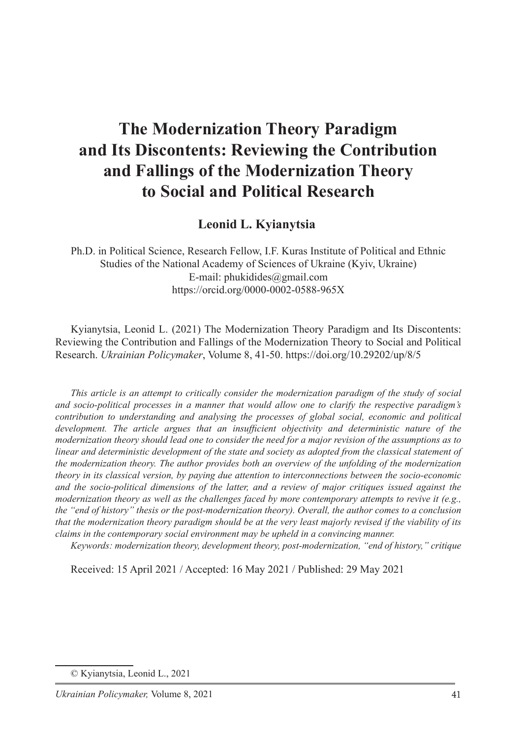# The Modernization Theory Paradigm and Its Discontents: Reviewing the Contribution and Fallings of the Modernization Theory to Social and Political Research

**Leonid L. Kyianytsia**

Ph.D. in Political Science, Research Fellow, I.F. Kuras Institute of Political and Ethnic Studies of the National Academy of Sciences of Ukraine (Kyiv, Ukraine)
E-mail: phukidides@gmail.com
https://orcid.org/0000-0002-0588-965X

Kyianytsia, Leonid L. (2021) The Modernization Theory Paradigm and Its Discontents: Reviewing the Contribution and Fallings of the Modernization Theory to Social and Political Research. *Ukrainian Policymaker*, Volume 8, 41-50. https://doi.org/10.29202/up/8/5

*This article is an attempt to critically consider the modernization paradigm of the study of social and socio-political processes in a manner that would allow one to clarify the respective paradigm's contribution to understanding and analysing the processes of global social, economic and political development. The article argues that an insufficient objectivity and deterministic nature of the modernization theory should lead one to consider the need for a major revision of the assumptions as to linear and deterministic development of the state and society as adopted from the classical statement of the modernization theory. The author provides both an overview of the unfolding of the modernization theory in its classical version, by paying due attention to interconnections between the socio-economic and the socio-political dimensions of the latter, and a review of major critiques issued against the modernization theory as well as the challenges faced by more contemporary attempts to revive it (e.g., the "end of history" thesis or the post-modernization theory). Overall, the author comes to a conclusion that the modernization theory paradigm should be at the very least majorly revised if the viability of its claims in the contemporary social environment may be upheld in a convincing manner.*

*Keywords: modernization theory, development theory, post-modernization, "end of history," critique*

Received: 15 April 2021 / Accepted: 16 May 2021 / Published: 29 May 2021

© Kyianytsia, Leonid L., 2021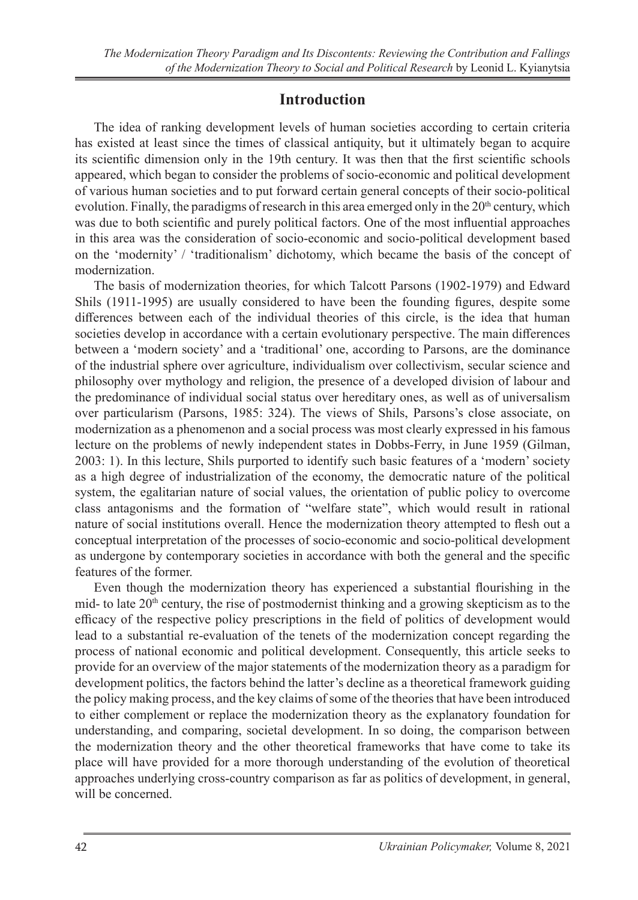## Introduction

The idea of ranking development levels of human societies according to certain criteria has existed at least since the times of classical antiquity, but it ultimately began to acquire its scientific dimension only in the 19th century. It was then that the first scientific schools appeared, which began to consider the problems of socio-economic and political development of various human societies and to put forward certain general concepts of their socio-political evolution. Finally, the paradigms of research in this area emerged only in the 20th century, which was due to both scientific and purely political factors. One of the most influential approaches in this area was the consideration of socio-economic and socio-political development based on the 'modernity' / 'traditionalism' dichotomy, which became the basis of the concept of modernization.

The basis of modernization theories, for which Talcott Parsons (1902-1979) and Edward Shils (1911-1995) are usually considered to have been the founding figures, despite some differences between each of the individual theories of this circle, is the idea that human societies develop in accordance with a certain evolutionary perspective. The main differences between a 'modern society' and a 'traditional' one, according to Parsons, are the dominance of the industrial sphere over agriculture, individualism over collectivism, secular science and philosophy over mythology and religion, the presence of a developed division of labour and the predominance of individual social status over hereditary ones, as well as of universalism over particularism (Parsons, 1985: 324). The views of Shils, Parsons's close associate, on modernization as a phenomenon and a social process was most clearly expressed in his famous lecture on the problems of newly independent states in Dobbs-Ferry, in June 1959 (Gilman, 2003: 1). In this lecture, Shils purported to identify such basic features of a 'modern' society as a high degree of industrialization of the economy, the democratic nature of the political system, the egalitarian nature of social values, the orientation of public policy to overcome class antagonisms and the formation of "welfare state", which would result in rational nature of social institutions overall. Hence the modernization theory attempted to flesh out a conceptual interpretation of the processes of socio-economic and socio-political development as undergone by contemporary societies in accordance with both the general and the specific features of the former.

Even though the modernization theory has experienced a substantial flourishing in the mid- to late 20th century, the rise of postmodernist thinking and a growing skepticism as to the efficacy of the respective policy prescriptions in the field of politics of development would lead to a substantial re-evaluation of the tenets of the modernization concept regarding the process of national economic and political development. Consequently, this article seeks to provide for an overview of the major statements of the modernization theory as a paradigm for development politics, the factors behind the latter's decline as a theoretical framework guiding the policy making process, and the key claims of some of the theories that have been introduced to either complement or replace the modernization theory as the explanatory foundation for understanding, and comparing, societal development. In so doing, the comparison between the modernization theory and the other theoretical frameworks that have come to take its place will have provided for a more thorough understanding of the evolution of theoretical approaches underlying cross-country comparison as far as politics of development, in general, will be concerned.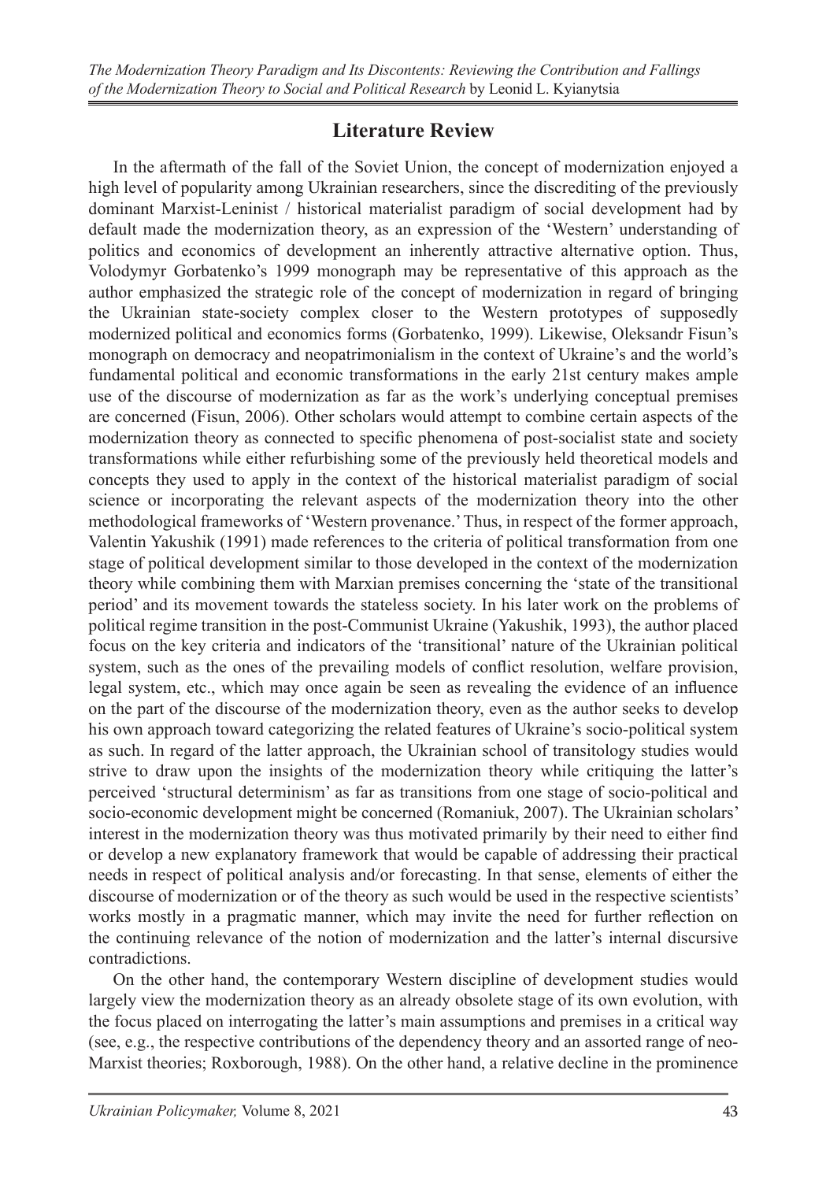## Literature Review

In the aftermath of the fall of the Soviet Union, the concept of modernization enjoyed a high level of popularity among Ukrainian researchers, since the discrediting of the previously dominant Marxist-Leninist / historical materialist paradigm of social development had by default made the modernization theory, as an expression of the 'Western' understanding of politics and economics of development an inherently attractive alternative option. Thus, Volodymyr Gorbatenko's 1999 monograph may be representative of this approach as the author emphasized the strategic role of the concept of modernization in regard of bringing the Ukrainian state-society complex closer to the Western prototypes of supposedly modernized political and economics forms (Gorbatenko, 1999). Likewise, Oleksandr Fisun's monograph on democracy and neopatrimonialism in the context of Ukraine's and the world's fundamental political and economic transformations in the early 21st century makes ample use of the discourse of modernization as far as the work's underlying conceptual premises are concerned (Fisun, 2006). Other scholars would attempt to combine certain aspects of the modernization theory as connected to specific phenomena of post-socialist state and society transformations while either refurbishing some of the previously held theoretical models and concepts they used to apply in the context of the historical materialist paradigm of social science or incorporating the relevant aspects of the modernization theory into the other methodological frameworks of 'Western provenance.' Thus, in respect of the former approach, Valentin Yakushik (1991) made references to the criteria of political transformation from one stage of political development similar to those developed in the context of the modernization theory while combining them with Marxian premises concerning the 'state of the transitional period' and its movement towards the stateless society. In his later work on the problems of political regime transition in the post-Communist Ukraine (Yakushik, 1993), the author placed focus on the key criteria and indicators of the 'transitional' nature of the Ukrainian political system, such as the ones of the prevailing models of conflict resolution, welfare provision, legal system, etc., which may once again be seen as revealing the evidence of an influence on the part of the discourse of the modernization theory, even as the author seeks to develop his own approach toward categorizing the related features of Ukraine's socio-political system as such. In regard of the latter approach, the Ukrainian school of transitology studies would strive to draw upon the insights of the modernization theory while critiquing the latter's perceived 'structural determinism' as far as transitions from one stage of socio-political and socio-economic development might be concerned (Romaniuk, 2007). The Ukrainian scholars' interest in the modernization theory was thus motivated primarily by their need to either find or develop a new explanatory framework that would be capable of addressing their practical needs in respect of political analysis and/or forecasting. In that sense, elements of either the discourse of modernization or of the theory as such would be used in the respective scientists' works mostly in a pragmatic manner, which may invite the need for further reflection on the continuing relevance of the notion of modernization and the latter's internal discursive contradictions.

On the other hand, the contemporary Western discipline of development studies would largely view the modernization theory as an already obsolete stage of its own evolution, with the focus placed on interrogating the latter's main assumptions and premises in a critical way (see, e.g., the respective contributions of the dependency theory and an assorted range of neo-Marxist theories; Roxborough, 1988). On the other hand, a relative decline in the prominence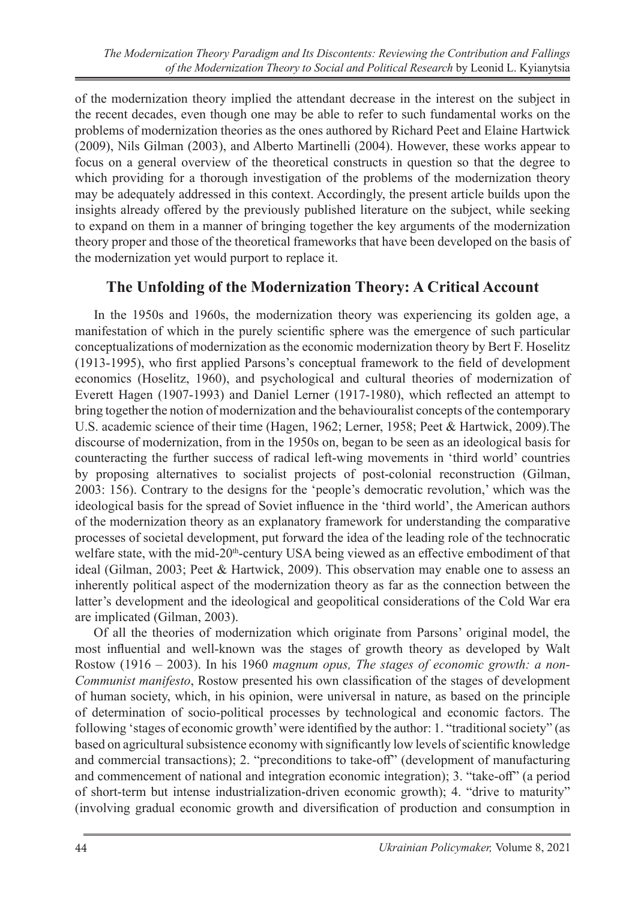of the modernization theory implied the attendant decrease in the interest on the subject in the recent decades, even though one may be able to refer to such fundamental works on the problems of modernization theories as the ones authored by Richard Peet and Elaine Hartwick (2009), Nils Gilman (2003), and Alberto Martinelli (2004). However, these works appear to focus on a general overview of the theoretical constructs in question so that the degree to which providing for a thorough investigation of the problems of the modernization theory may be adequately addressed in this context. Accordingly, the present article builds upon the insights already offered by the previously published literature on the subject, while seeking to expand on them in a manner of bringing together the key arguments of the modernization theory proper and those of the theoretical frameworks that have been developed on the basis of the modernization yet would purport to replace it.

## The Unfolding of the Modernization Theory: A Critical Account

In the 1950s and 1960s, the modernization theory was experiencing its golden age, a manifestation of which in the purely scientific sphere was the emergence of such particular conceptualizations of modernization as the economic modernization theory by Bert F. Hoselitz (1913-1995), who first applied Parsons's conceptual framework to the field of development economics (Hoselitz, 1960), and psychological and cultural theories of modernization of Everett Hagen (1907-1993) and Daniel Lerner (1917-1980), which reflected an attempt to bring together the notion of modernization and the behaviouralist concepts of the contemporary U.S. academic science of their time (Hagen, 1962; Lerner, 1958; Peet & Hartwick, 2009).The discourse of modernization, from in the 1950s on, began to be seen as an ideological basis for counteracting the further success of radical left-wing movements in 'third world' countries by proposing alternatives to socialist projects of post-colonial reconstruction (Gilman, 2003: 156). Contrary to the designs for the 'people's democratic revolution,' which was the ideological basis for the spread of Soviet influence in the 'third world', the American authors of the modernization theory as an explanatory framework for understanding the comparative processes of societal development, put forward the idea of the leading role of the technocratic welfare state, with the mid-20th-century USA being viewed as an effective embodiment of that ideal (Gilman, 2003; Peet & Hartwick, 2009). This observation may enable one to assess an inherently political aspect of the modernization theory as far as the connection between the latter's development and the ideological and geopolitical considerations of the Cold War era are implicated (Gilman, 2003).

Of all the theories of modernization which originate from Parsons' original model, the most influential and well-known was the stages of growth theory as developed by Walt Rostow (1916 – 2003). In his 1960 *magnum opus, The stages of economic growth: a non-Communist manifesto*, Rostow presented his own classification of the stages of development of human society, which, in his opinion, were universal in nature, as based on the principle of determination of socio-political processes by technological and economic factors. The following 'stages of economic growth' were identified by the author: 1. "traditional society" (as based on agricultural subsistence economy with significantly low levels of scientific knowledge and commercial transactions); 2. "preconditions to take-off" (development of manufacturing and commencement of national and integration economic integration); 3. "take-off" (a period of short-term but intense industrialization-driven economic growth); 4. "drive to maturity" (involving gradual economic growth and diversification of production and consumption in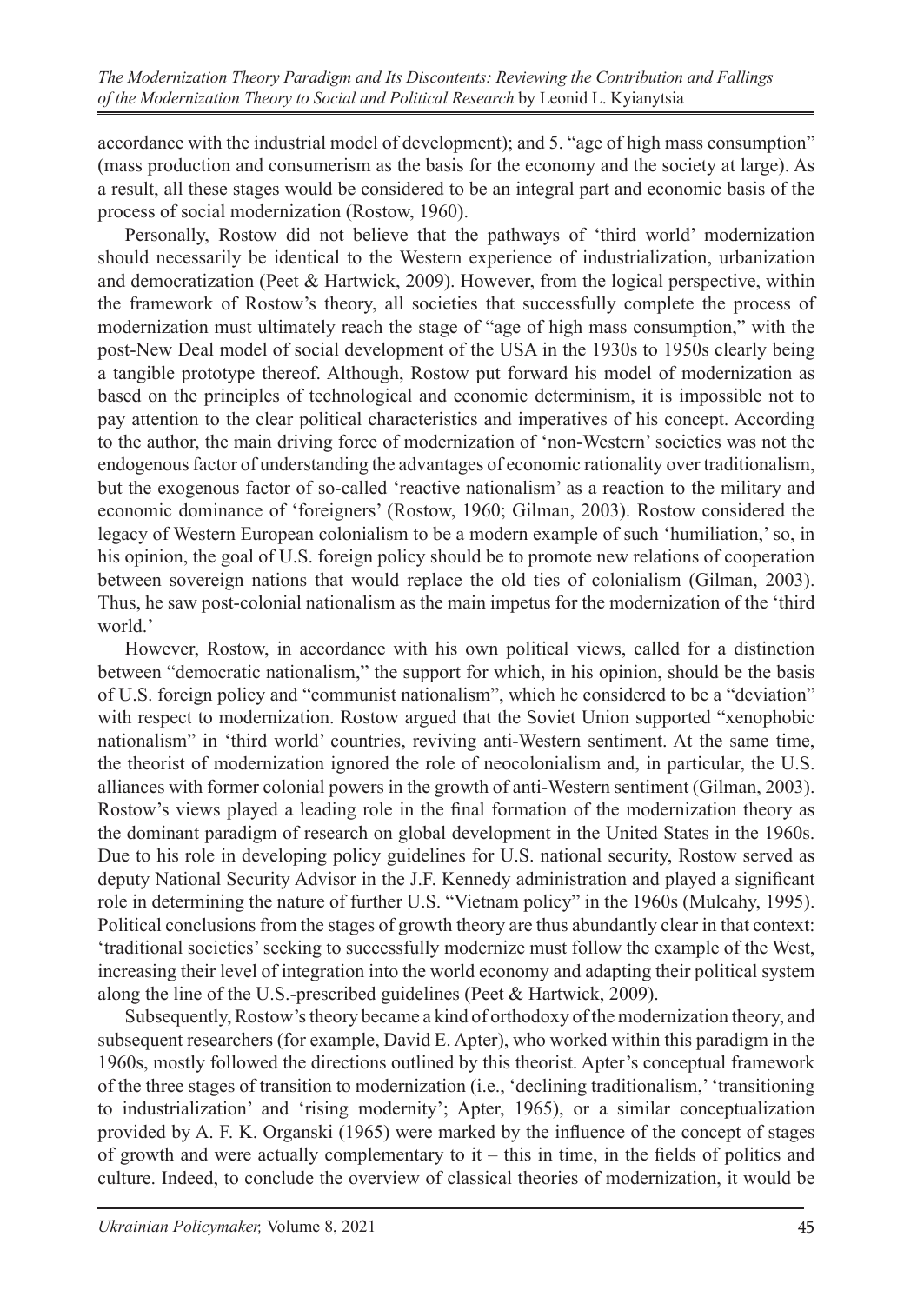accordance with the industrial model of development); and 5. "age of high mass consumption" (mass production and consumerism as the basis for the economy and the society at large). As a result, all these stages would be considered to be an integral part and economic basis of the process of social modernization (Rostow, 1960).

Personally, Rostow did not believe that the pathways of 'third world' modernization should necessarily be identical to the Western experience of industrialization, urbanization and democratization (Peet & Hartwick, 2009). However, from the logical perspective, within the framework of Rostow's theory, all societies that successfully complete the process of modernization must ultimately reach the stage of "age of high mass consumption," with the post-New Deal model of social development of the USA in the 1930s to 1950s clearly being a tangible prototype thereof. Although, Rostow put forward his model of modernization as based on the principles of technological and economic determinism, it is impossible not to pay attention to the clear political characteristics and imperatives of his concept. According to the author, the main driving force of modernization of 'non-Western' societies was not the endogenous factor of understanding the advantages of economic rationality over traditionalism, but the exogenous factor of so-called 'reactive nationalism' as a reaction to the military and economic dominance of 'foreigners' (Rostow, 1960; Gilman, 2003). Rostow considered the legacy of Western European colonialism to be a modern example of such 'humiliation,' so, in his opinion, the goal of U.S. foreign policy should be to promote new relations of cooperation between sovereign nations that would replace the old ties of colonialism (Gilman, 2003). Thus, he saw post-colonial nationalism as the main impetus for the modernization of the 'third world.'

However, Rostow, in accordance with his own political views, called for a distinction between "democratic nationalism," the support for which, in his opinion, should be the basis of U.S. foreign policy and "communist nationalism", which he considered to be a "deviation" with respect to modernization. Rostow argued that the Soviet Union supported "xenophobic nationalism" in 'third world' countries, reviving anti-Western sentiment. At the same time, the theorist of modernization ignored the role of neocolonialism and, in particular, the U.S. alliances with former colonial powers in the growth of anti-Western sentiment (Gilman, 2003). Rostow's views played a leading role in the final formation of the modernization theory as the dominant paradigm of research on global development in the United States in the 1960s. Due to his role in developing policy guidelines for U.S. national security, Rostow served as deputy National Security Advisor in the J.F. Kennedy administration and played a significant role in determining the nature of further U.S. "Vietnam policy" in the 1960s (Mulcahy, 1995). Political conclusions from the stages of growth theory are thus abundantly clear in that context: 'traditional societies' seeking to successfully modernize must follow the example of the West, increasing their level of integration into the world economy and adapting their political system along the line of the U.S.-prescribed guidelines (Peet & Hartwick, 2009).

Subsequently, Rostow's theory became a kind of orthodoxy of the modernization theory, and subsequent researchers (for example, David E. Apter), who worked within this paradigm in the 1960s, mostly followed the directions outlined by this theorist. Apter's conceptual framework of the three stages of transition to modernization (i.e., 'declining traditionalism,' 'transitioning to industrialization' and 'rising modernity'; Apter, 1965), or a similar conceptualization provided by A. F. K. Organski (1965) were marked by the influence of the concept of stages of growth and were actually complementary to it – this in time, in the fields of politics and culture. Indeed, to conclude the overview of classical theories of modernization, it would be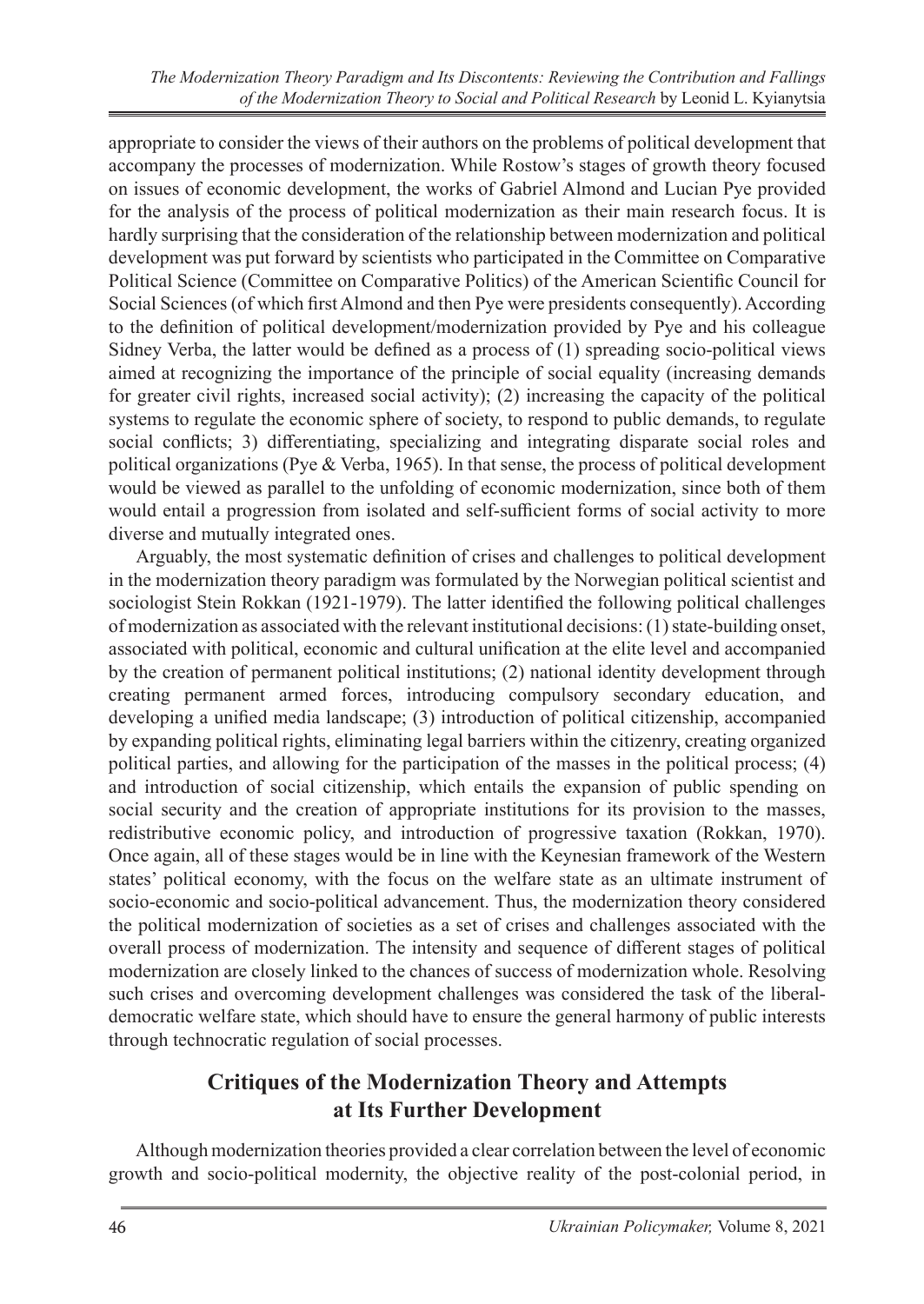appropriate to consider the views of their authors on the problems of political development that accompany the processes of modernization. While Rostow's stages of growth theory focused on issues of economic development, the works of Gabriel Almond and Lucian Pye provided for the analysis of the process of political modernization as their main research focus. It is hardly surprising that the consideration of the relationship between modernization and political development was put forward by scientists who participated in the Committee on Comparative Political Science (Committee on Comparative Politics) of the American Scientific Council for Social Sciences (of which first Almond and then Pye were presidents consequently). According to the definition of political development/modernization provided by Pye and his colleague Sidney Verba, the latter would be defined as a process of (1) spreading socio-political views aimed at recognizing the importance of the principle of social equality (increasing demands for greater civil rights, increased social activity); (2) increasing the capacity of the political systems to regulate the economic sphere of society, to respond to public demands, to regulate social conflicts; 3) differentiating, specializing and integrating disparate social roles and political organizations (Pye & Verba, 1965). In that sense, the process of political development would be viewed as parallel to the unfolding of economic modernization, since both of them would entail a progression from isolated and self-sufficient forms of social activity to more diverse and mutually integrated ones.

Arguably, the most systematic definition of crises and challenges to political development in the modernization theory paradigm was formulated by the Norwegian political scientist and sociologist Stein Rokkan (1921-1979). The latter identified the following political challenges of modernization as associated with the relevant institutional decisions: (1) state-building onset, associated with political, economic and cultural unification at the elite level and accompanied by the creation of permanent political institutions; (2) national identity development through creating permanent armed forces, introducing compulsory secondary education, and developing a unified media landscape; (3) introduction of political citizenship, accompanied by expanding political rights, eliminating legal barriers within the citizenry, creating organized political parties, and allowing for the participation of the masses in the political process; (4) and introduction of social citizenship, which entails the expansion of public spending on social security and the creation of appropriate institutions for its provision to the masses, redistributive economic policy, and introduction of progressive taxation (Rokkan, 1970). Once again, all of these stages would be in line with the Keynesian framework of the Western states' political economy, with the focus on the welfare state as an ultimate instrument of socio-economic and socio-political advancement. Thus, the modernization theory considered the political modernization of societies as a set of crises and challenges associated with the overall process of modernization. The intensity and sequence of different stages of political modernization are closely linked to the chances of success of modernization whole. Resolving such crises and overcoming development challenges was considered the task of the liberal-democratic welfare state, which should have to ensure the general harmony of public interests through technocratic regulation of social processes.

## Critiques of the Modernization Theory and Attempts at Its Further Development

Although modernization theories provided a clear correlation between the level of economic growth and socio-political modernity, the objective reality of the post-colonial period, in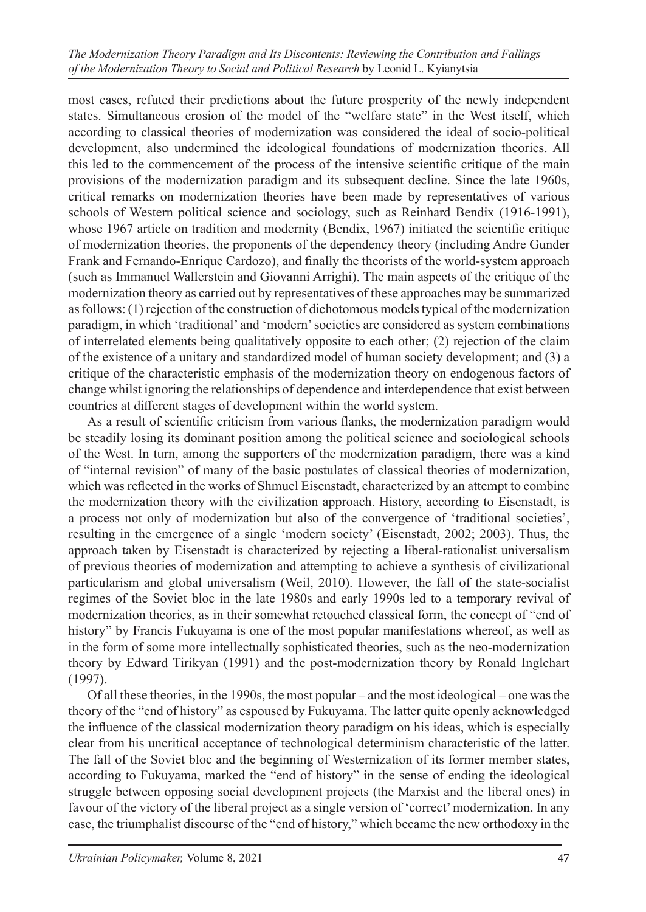most cases, refuted their predictions about the future prosperity of the newly independent states. Simultaneous erosion of the model of the "welfare state" in the West itself, which according to classical theories of modernization was considered the ideal of socio-political development, also undermined the ideological foundations of modernization theories. All this led to the commencement of the process of the intensive scientific critique of the main provisions of the modernization paradigm and its subsequent decline. Since the late 1960s, critical remarks on modernization theories have been made by representatives of various schools of Western political science and sociology, such as Reinhard Bendix (1916-1991), whose 1967 article on tradition and modernity (Bendix, 1967) initiated the scientific critique of modernization theories, the proponents of the dependency theory (including Andre Gunder Frank and Fernando-Enrique Cardozo), and finally the theorists of the world-system approach (such as Immanuel Wallerstein and Giovanni Arrighi). The main aspects of the critique of the modernization theory as carried out by representatives of these approaches may be summarized as follows: (1) rejection of the construction of dichotomous models typical of the modernization paradigm, in which 'traditional' and 'modern' societies are considered as system combinations of interrelated elements being qualitatively opposite to each other; (2) rejection of the claim of the existence of a unitary and standardized model of human society development; and (3) a critique of the characteristic emphasis of the modernization theory on endogenous factors of change whilst ignoring the relationships of dependence and interdependence that exist between countries at different stages of development within the world system.

As a result of scientific criticism from various flanks, the modernization paradigm would be steadily losing its dominant position among the political science and sociological schools of the West. In turn, among the supporters of the modernization paradigm, there was a kind of "internal revision" of many of the basic postulates of classical theories of modernization, which was reflected in the works of Shmuel Eisenstadt, characterized by an attempt to combine the modernization theory with the civilization approach. History, according to Eisenstadt, is a process not only of modernization but also of the convergence of 'traditional societies', resulting in the emergence of a single 'modern society' (Eisenstadt, 2002; 2003). Thus, the approach taken by Eisenstadt is characterized by rejecting a liberal-rationalist universalism of previous theories of modernization and attempting to achieve a synthesis of civilizational particularism and global universalism (Weil, 2010). However, the fall of the state-socialist regimes of the Soviet bloc in the late 1980s and early 1990s led to a temporary revival of modernization theories, as in their somewhat retouched classical form, the concept of "end of history" by Francis Fukuyama is one of the most popular manifestations whereof, as well as in the form of some more intellectually sophisticated theories, such as the neo-modernization theory by Edward Tirikyan (1991) and the post-modernization theory by Ronald Inglehart (1997).

Of all these theories, in the 1990s, the most popular – and the most ideological – one was the theory of the "end of history" as espoused by Fukuyama. The latter quite openly acknowledged the influence of the classical modernization theory paradigm on his ideas, which is especially clear from his uncritical acceptance of technological determinism characteristic of the latter. The fall of the Soviet bloc and the beginning of Westernization of its former member states, according to Fukuyama, marked the "end of history" in the sense of ending the ideological struggle between opposing social development projects (the Marxist and the liberal ones) in favour of the victory of the liberal project as a single version of 'correct' modernization. In any case, the triumphalist discourse of the "end of history," which became the new orthodoxy in the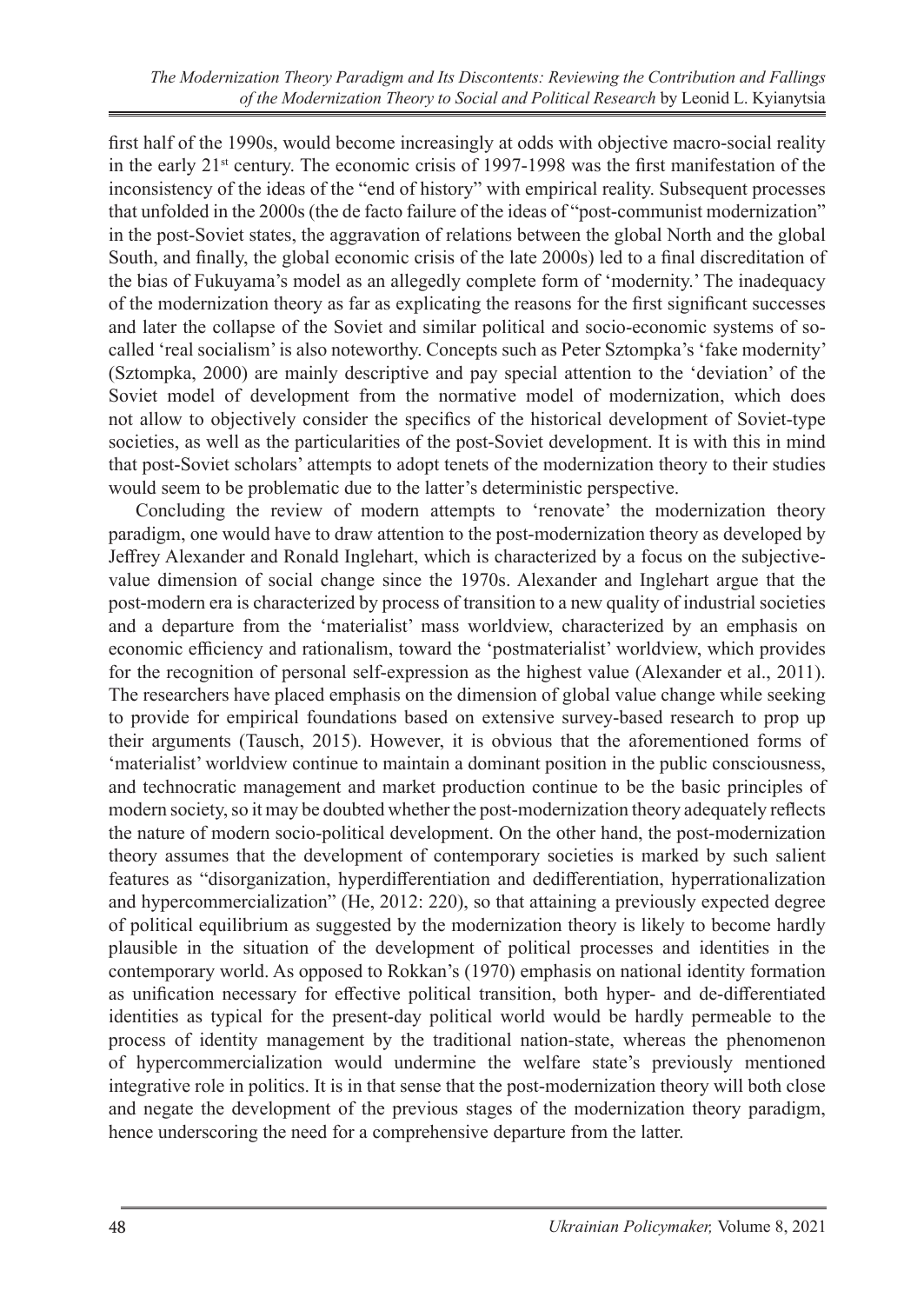first half of the 1990s, would become increasingly at odds with objective macro-social reality in the early 21st century. The economic crisis of 1997-1998 was the first manifestation of the inconsistency of the ideas of the "end of history" with empirical reality. Subsequent processes that unfolded in the 2000s (the de facto failure of the ideas of "post-communist modernization" in the post-Soviet states, the aggravation of relations between the global North and the global South, and finally, the global economic crisis of the late 2000s) led to a final discreditation of the bias of Fukuyama's model as an allegedly complete form of 'modernity.' The inadequacy of the modernization theory as far as explicating the reasons for the first significant successes and later the collapse of the Soviet and similar political and socio-economic systems of so-called 'real socialism' is also noteworthy. Concepts such as Peter Sztompka's 'fake modernity' (Sztompka, 2000) are mainly descriptive and pay special attention to the 'deviation' of the Soviet model of development from the normative model of modernization, which does not allow to objectively consider the specifics of the historical development of Soviet-type societies, as well as the particularities of the post-Soviet development. It is with this in mind that post-Soviet scholars' attempts to adopt tenets of the modernization theory to their studies would seem to be problematic due to the latter's deterministic perspective.

Concluding the review of modern attempts to 'renovate' the modernization theory paradigm, one would have to draw attention to the post-modernization theory as developed by Jeffrey Alexander and Ronald Inglehart, which is characterized by a focus on the subjective-value dimension of social change since the 1970s. Alexander and Inglehart argue that the post-modern era is characterized by process of transition to a new quality of industrial societies and a departure from the 'materialist' mass worldview, characterized by an emphasis on economic efficiency and rationalism, toward the 'postmaterialist' worldview, which provides for the recognition of personal self-expression as the highest value (Alexander et al., 2011). The researchers have placed emphasis on the dimension of global value change while seeking to provide for empirical foundations based on extensive survey-based research to prop up their arguments (Tausch, 2015). However, it is obvious that the aforementioned forms of 'materialist' worldview continue to maintain a dominant position in the public consciousness, and technocratic management and market production continue to be the basic principles of modern society, so it may be doubted whether the post-modernization theory adequately reflects the nature of modern socio-political development. On the other hand, the post-modernization theory assumes that the development of contemporary societies is marked by such salient features as "disorganization, hyperdifferentiation and dedifferentiation, hyperrationalization and hypercommercialization" (He, 2012: 220), so that attaining a previously expected degree of political equilibrium as suggested by the modernization theory is likely to become hardly plausible in the situation of the development of political processes and identities in the contemporary world. As opposed to Rokkan's (1970) emphasis on national identity formation as unification necessary for effective political transition, both hyper- and de-differentiated identities as typical for the present-day political world would be hardly permeable to the process of identity management by the traditional nation-state, whereas the phenomenon of hypercommercialization would undermine the welfare state's previously mentioned integrative role in politics. It is in that sense that the post-modernization theory will both close and negate the development of the previous stages of the modernization theory paradigm, hence underscoring the need for a comprehensive departure from the latter.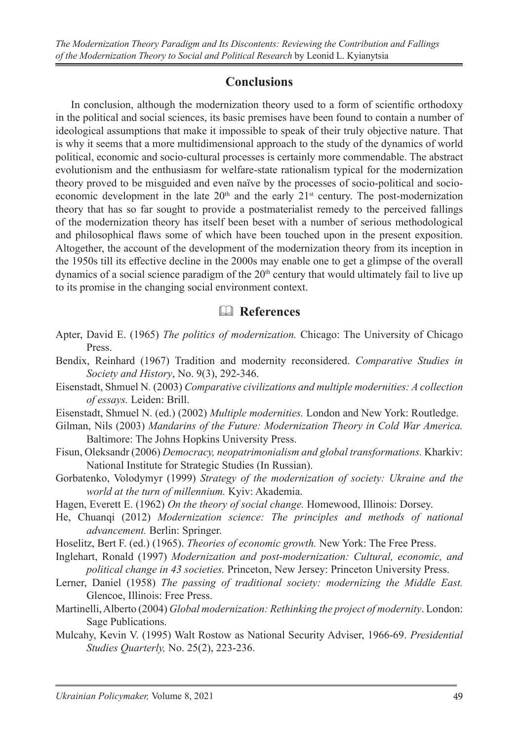## Conclusions

In conclusion, although the modernization theory used to a form of scientific orthodoxy in the political and social sciences, its basic premises have been found to contain a number of ideological assumptions that make it impossible to speak of their truly objective nature. That is why it seems that a more multidimensional approach to the study of the dynamics of world political, economic and socio-cultural processes is certainly more commendable. The abstract evolutionism and the enthusiasm for welfare-state rationalism typical for the modernization theory proved to be misguided and even naïve by the processes of socio-political and socio-economic development in the late 20th and the early 21st century. The post-modernization theory that has so far sought to provide a postmaterialist remedy to the perceived fallings of the modernization theory has itself been beset with a number of serious methodological and philosophical flaws some of which have been touched upon in the present exposition. Altogether, the account of the development of the modernization theory from its inception in the 1950s till its effective decline in the 2000s may enable one to get a glimpse of the overall dynamics of a social science paradigm of the 20th century that would ultimately fail to live up to its promise in the changing social environment context.

## 🕮 References

Apter, David E. (1965) *The politics of modernization.* Chicago: The University of Chicago Press.

Bendix, Reinhard (1967) Tradition and modernity reconsidered. *Comparative Studies in Society and History*, No. 9(3), 292-346.

Eisenstadt, Shmuel N. (2003) *Comparative civilizations and multiple modernities: A collection of essays.* Leiden: Brill.

Eisenstadt, Shmuel N. (ed.) (2002) *Multiple modernities.* London and New York: Routledge.

Gilman, Nils (2003) *Mandarins of the Future: Modernization Theory in Cold War America.* Baltimore: The Johns Hopkins University Press.

Fisun, Oleksandr (2006) *Democracy, neopatrimonialism and global transformations.* Kharkiv: National Institute for Strategic Studies (In Russian).

Gorbatenko, Volodymyr (1999) *Strategy of the modernization of society: Ukraine and the world at the turn of millennium.* Kyiv: Akademia.

Hagen, Everett E. (1962) *On the theory of social change.* Homewood, Illinois: Dorsey.

He, Chuanqi (2012) *Modernization science: The principles and methods of national advancement.* Berlin: Springer.

Hoselitz, Bert F. (ed.) (1965). *Theories of economic growth.* New York: The Free Press.

Inglehart, Ronald (1997) *Modernization and post-modernization: Cultural, economic, and political change in 43 societies.* Princeton, New Jersey: Princeton University Press.

Lerner, Daniel (1958) *The passing of traditional society: modernizing the Middle East.* Glencoe, Illinois: Free Press.

Martinelli, Alberto (2004) *Global modernization: Rethinking the project of modernity*. London: Sage Publications.

Mulcahy, Kevin V. (1995) Walt Rostow as National Security Adviser, 1966-69. *Presidential Studies Quarterly,* No. 25(2), 223-236.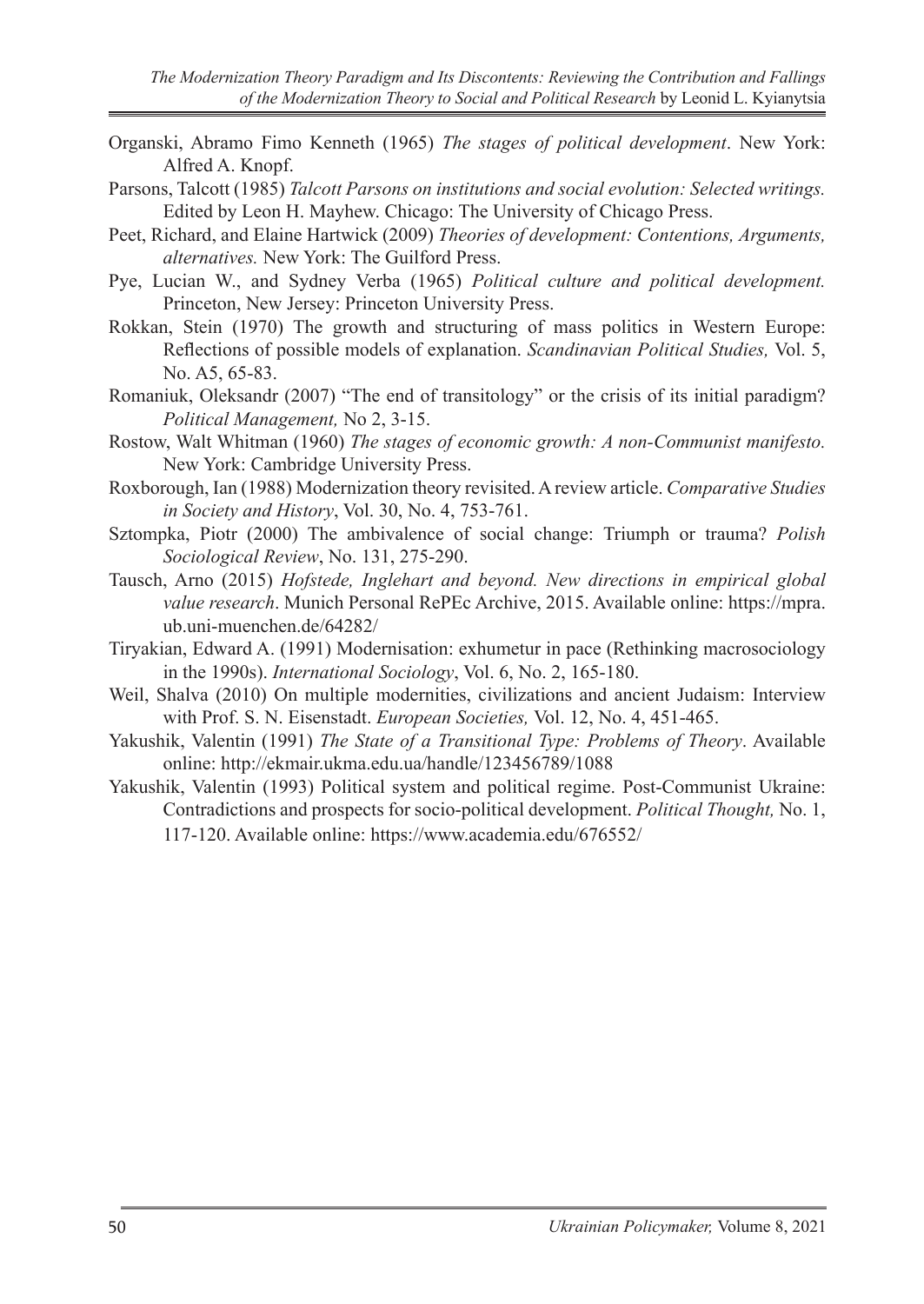Organski, Abramo Fimo Kenneth (1965) *The stages of political development*. New York: Alfred A. Knopf.

Parsons, Talcott (1985) *Talcott Parsons on institutions and social evolution: Selected writings.* Edited by Leon H. Mayhew. Chicago: The University of Chicago Press.

Peet, Richard, and Elaine Hartwick (2009) *Theories of development: Contentions, Arguments, alternatives.* New York: The Guilford Press.

Pye, Lucian W., and Sydney Verba (1965) *Political culture and political development.* Princeton, New Jersey: Princeton University Press.

Rokkan, Stein (1970) The growth and structuring of mass politics in Western Europe: Reflections of possible models of explanation. *Scandinavian Political Studies,* Vol. 5, No. A5, 65-83.

Romaniuk, Oleksandr (2007) "The end of transitology" or the crisis of its initial paradigm? *Political Management,* No 2, 3-15.

Rostow, Walt Whitman (1960) *The stages of economic growth: A non-Communist manifesto.* New York: Cambridge University Press.

Roxborough, Ian (1988) Modernization theory revisited. A review article. *Comparative Studies in Society and History*, Vol. 30, No. 4, 753-761.

Sztompka, Piotr (2000) The ambivalence of social change: Triumph or trauma? *Polish Sociological Review*, No. 131, 275-290.

Tausch, Arno (2015) *Hofstede, Inglehart and beyond. New directions in empirical global value research*. Munich Personal RePEc Archive, 2015. Available online: https://mpra.ub.uni-muenchen.de/64282/

Tiryakian, Edward A. (1991) Modernisation: exhumetur in pace (Rethinking macrosociology in the 1990s). *International Sociology*, Vol. 6, No. 2, 165-180.

Weil, Shalva (2010) On multiple modernities, civilizations and ancient Judaism: Interview with Prof. S. N. Eisenstadt. *European Societies,* Vol. 12, No. 4, 451-465.

Yakushik, Valentin (1991) *The State of a Transitional Type: Problems of Theory*. Available online: http://ekmair.ukma.edu.ua/handle/123456789/1088

Yakushik, Valentin (1993) Political system and political regime. Post-Communist Ukraine: Contradictions and prospects for socio-political development. *Political Thought,* No. 1, 117-120. Available online: https://www.academia.edu/676552/